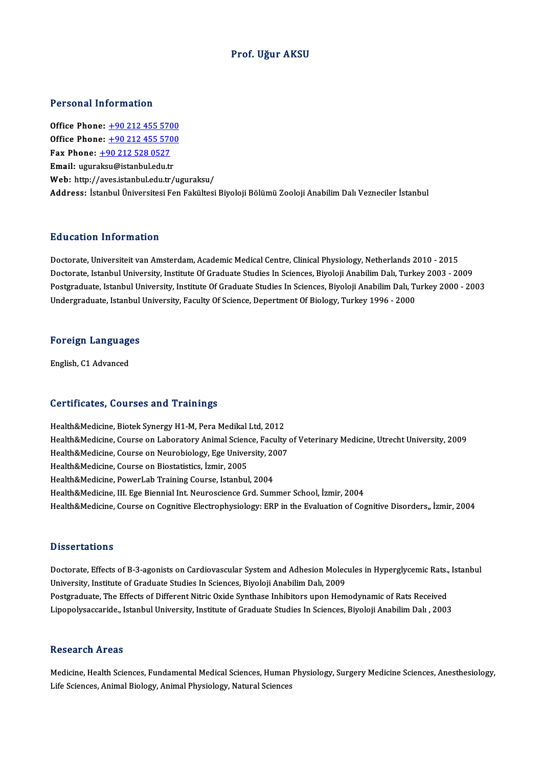# Prof. Uğur AKSU

## Personal Information

**Office Phone:** +90 212 455 5700
**Office Phone:** +90 212 455 5700
**Fax Phone:** +90 212 528 0527
**Email:** uguraksu@istanbul.edu.tr
**Web:** http://aves.istanbul.edu.tr/uguraksu/
**Address:** İstanbul Üniversitesi Fen Fakültesi Biyoloji Bölümü Zooloji Anabilim Dalı Vezneciler İstanbul

## Education Information

Doctorate, Universiteit van Amsterdam, Academic Medical Centre, Clinical Physiology, Netherlands 2010 - 2015
Doctorate, Istanbul University, Institute Of Graduate Studies In Sciences, Biyoloji Anabilim Dalı, Turkey 2003 - 2009
Postgraduate, Istanbul University, Institute Of Graduate Studies In Sciences, Biyoloji Anabilim Dalı, Turkey 2000 - 2003
Undergraduate, Istanbul University, Faculty Of Science, Depertment Of Biology, Turkey 1996 - 2000

## Foreign Languages

English, C1 Advanced

## Certificates, Courses and Trainings

Health&Medicine, Biotek Synergy H1-M, Pera Medikal Ltd, 2012
Health&Medicine, Course on Laboratory Animal Science, Faculty of Veterinary Medicine, Utrecht University, 2009
Health&Medicine, Course on Neurobiology, Ege University, 2007
Health&Medicine, Course on Biostatistics, İzmir, 2005
Health&Medicine, PowerLab Training Course, Istanbul, 2004
Health&Medicine, III. Ege Biennial Int. Neuroscience Grd. Summer School, İzmir, 2004
Health&Medicine, Course on Cognitive Electrophysiology: ERP in the Evaluation of Cognitive Disorders,, İzmir, 2004

## Dissertations

Doctorate, Effects of B-3-agonists on Cardiovascular System and Adhesion Molecules in Hyperglycemic Rats., Istanbul University, Institute of Graduate Studies In Sciences, Biyoloji Anabilim Dalı, 2009
Postgraduate, The Effects of Different Nitric Oxide Synthase Inhibitors upon Hemodynamic of Rats Received Lipopolysaccaride., Istanbul University, Institute of Graduate Studies In Sciences, Biyoloji Anabilim Dalı , 2003

## Research Areas

Medicine, Health Sciences, Fundamental Medical Sciences, Human Physiology, Surgery Medicine Sciences, Anesthesiology, Life Sciences, Animal Biology, Animal Physiology, Natural Sciences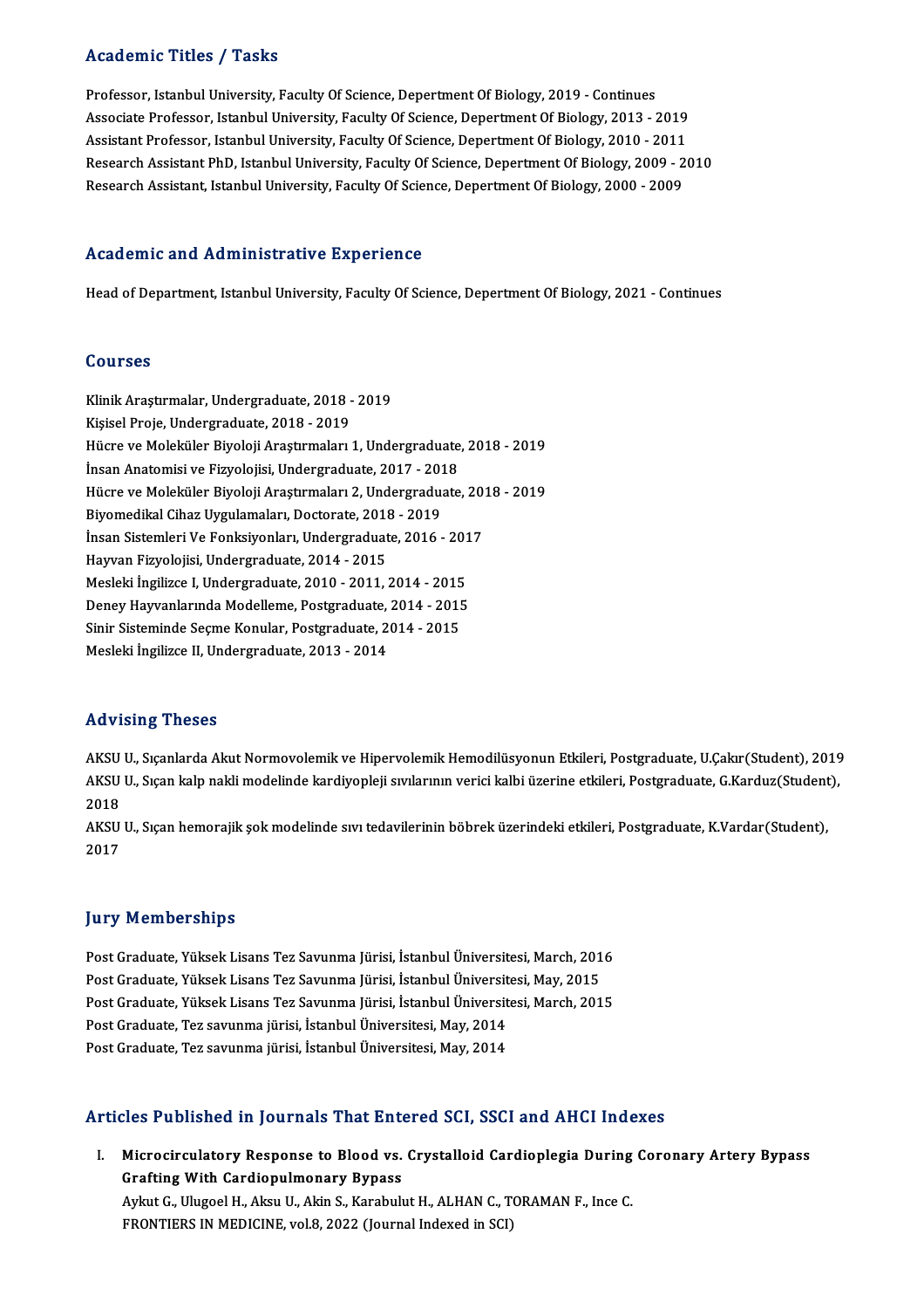## Academic Titles / Tasks

Professor, Istanbul University, Faculty Of Science, Depertment Of Biology, 2019 - Continues
Associate Professor, Istanbul University, Faculty Of Science, Depertment Of Biology, 2013 - 2019
Assistant Professor, Istanbul University, Faculty Of Science, Depertment Of Biology, 2010 - 2011
Research Assistant PhD, Istanbul University, Faculty Of Science, Depertment Of Biology, 2009 - 2010
Research Assistant, Istanbul University, Faculty Of Science, Depertment Of Biology, 2000 - 2009

## Academic and Administrative Experience

Head of Department, Istanbul University, Faculty Of Science, Depertment Of Biology, 2021 - Continues

## Courses

Klinik Araştırmalar, Undergraduate, 2018 - 2019
Kişisel Proje, Undergraduate, 2018 - 2019
Hücre ve Moleküler Biyoloji Araştırmaları 1, Undergraduate, 2018 - 2019
İnsan Anatomisi ve Fizyolojisi, Undergraduate, 2017 - 2018
Hücre ve Moleküler Biyoloji Araştırmaları 2, Undergraduate, 2018 - 2019
Biyomedikal Cihaz Uygulamaları, Doctorate, 2018 - 2019
İnsan Sistemleri Ve Fonksiyonları, Undergraduate, 2016 - 2017
Hayvan Fizyolojisi, Undergraduate, 2014 - 2015
Mesleki İngilizce I, Undergraduate, 2010 - 2011, 2014 - 2015
Deney Hayvanlarında Modelleme, Postgraduate, 2014 - 2015
Sinir Sisteminde Seçme Konular, Postgraduate, 2014 - 2015
Mesleki İngilizce II, Undergraduate, 2013 - 2014

## Advising Theses

AKSU U., Sıçanlarda Akut Normovolemik ve Hipervolemik Hemodilüsyonun Etkileri, Postgraduate, U.Çakır(Student), 2019
AKSU U., Sıçan kalp nakli modelinde kardiyopleji sıvılarının verici kalbi üzerine etkileri, Postgraduate, G.Karduz(Student), 2018
AKSU U., Sıçan hemorajik şok modelinde sıvı tedavilerinin böbrek üzerindeki etkileri, Postgraduate, K.Vardar(Student), 2017

## Jury Memberships

Post Graduate, Yüksek Lisans Tez Savunma Jürisi, İstanbul Üniversitesi, March, 2016
Post Graduate, Yüksek Lisans Tez Savunma Jürisi, İstanbul Üniversitesi, May, 2015
Post Graduate, Yüksek Lisans Tez Savunma Jürisi, İstanbul Üniversitesi, March, 2015
Post Graduate, Tez savunma jürisi, İstanbul Üniversitesi, May, 2014
Post Graduate, Tez savunma jürisi, İstanbul Üniversitesi, May, 2014

## Articles Published in Journals That Entered SCI, SSCI and AHCI Indexes

I. **Microcirculatory Response to Blood vs. Crystalloid Cardioplegia During Coronary Artery Bypass Grafting With Cardiopulmonary Bypass**
   Aykut G., Ulugoel H., Aksu U., Akin S., Karabulut H., ALHAN C., TORAMAN F., Ince C.
   FRONTIERS IN MEDICINE, vol.8, 2022 (Journal Indexed in SCI)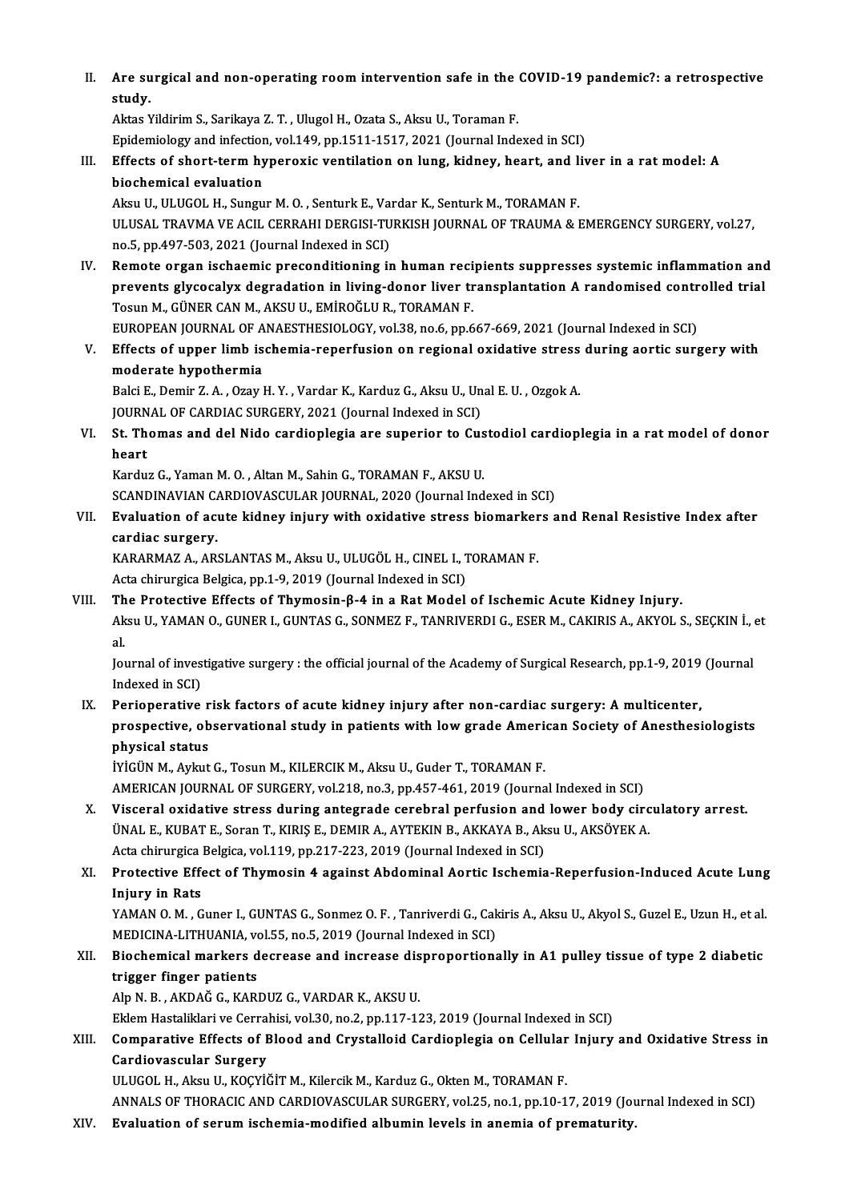II. **Are surgical and non-operating room intervention safe in the COVID-19 pandemic?: a retrospective study.**
Aktas Yildirim S., Sarikaya Z. T. , Ulugol H., Ozata S., Aksu U., Toraman F.
Epidemiology and infection, vol.149, pp.1511-1517, 2021 (Journal Indexed in SCI)

III. **Effects of short-term hyperoxic ventilation on lung, kidney, heart, and liver in a rat model: A biochemical evaluation**
Aksu U., ULUGOL H., Sungur M. O. , Senturk E., Vardar K., Senturk M., TORAMAN F.
ULUSAL TRAVMA VE ACIL CERRAHI DERGISI-TURKISH JOURNAL OF TRAUMA & EMERGENCY SURGERY, vol.27, no.5, pp.497-503, 2021 (Journal Indexed in SCI)

IV. **Remote organ ischaemic preconditioning in human recipients suppresses systemic inflammation and prevents glycocalyx degradation in living-donor liver transplantation A randomised controlled trial**
Tosun M., GÜNER CAN M., AKSU U., EMİROĞLU R., TORAMAN F.
EUROPEAN JOURNAL OF ANAESTHESIOLOGY, vol.38, no.6, pp.667-669, 2021 (Journal Indexed in SCI)

V. **Effects of upper limb ischemia-reperfusion on regional oxidative stress during aortic surgery with moderate hypothermia**
Balci E., Demir Z. A. , Ozay H. Y. , Vardar K., Karduz G., Aksu U., Unal E. U. , Ozgok A.
JOURNAL OF CARDIAC SURGERY, 2021 (Journal Indexed in SCI)

VI. **St. Thomas and del Nido cardioplegia are superior to Custodiol cardioplegia in a rat model of donor heart**
Karduz G., Yaman M. O. , Altan M., Sahin G., TORAMAN F., AKSU U.
SCANDINAVIAN CARDIOVASCULAR JOURNAL, 2020 (Journal Indexed in SCI)

VII. **Evaluation of acute kidney injury with oxidative stress biomarkers and Renal Resistive Index after cardiac surgery.**
KARARMAZ A., ARSLANTAS M., Aksu U., ULUGÖL H., CINEL I., TORAMAN F.
Acta chirurgica Belgica, pp.1-9, 2019 (Journal Indexed in SCI)

VIII. **The Protective Effects of Thymosin-β-4 in a Rat Model of Ischemic Acute Kidney Injury.**
Aksu U., YAMAN O., GUNER I., GUNTAS G., SONMEZ F., TANRIVERDI G., ESER M., CAKIRIS A., AKYOL S., SEÇKIN İ., et al.
Journal of investigative surgery : the official journal of the Academy of Surgical Research, pp.1-9, 2019 (Journal Indexed in SCI)

IX. **Perioperative risk factors of acute kidney injury after non-cardiac surgery: A multicenter, prospective, observational study in patients with low grade American Society of Anesthesiologists physical status**
İYİGÜN M., Aykut G., Tosun M., KILERCIK M., Aksu U., Guder T., TORAMAN F.
AMERICAN JOURNAL OF SURGERY, vol.218, no.3, pp.457-461, 2019 (Journal Indexed in SCI)

X. **Visceral oxidative stress during antegrade cerebral perfusion and lower body circulatory arrest.**
ÜNAL E., KUBAT E., Soran T., KIRIŞ E., DEMIR A., AYTEKIN B., AKKAYA B., Aksu U., AKSÖYEK A.
Acta chirurgica Belgica, vol.119, pp.217-223, 2019 (Journal Indexed in SCI)

XI. **Protective Effect of Thymosin 4 against Abdominal Aortic Ischemia-Reperfusion-Induced Acute Lung Injury in Rats**
YAMAN O. M. , Guner I., GUNTAS G., Sonmez O. F. , Tanriverdi G., Cakiris A., Aksu U., Akyol S., Guzel E., Uzun H., et al.
MEDICINA-LITHUANIA, vol.55, no.5, 2019 (Journal Indexed in SCI)

XII. **Biochemical markers decrease and increase disproportionally in A1 pulley tissue of type 2 diabetic trigger finger patients**
Alp N. B. , AKDAĞ G., KARDUZ G., VARDAR K., AKSU U.
Eklem Hastaliklari ve Cerrahisi, vol.30, no.2, pp.117-123, 2019 (Journal Indexed in SCI)

XIII. **Comparative Effects of Blood and Crystalloid Cardioplegia on Cellular Injury and Oxidative Stress in Cardiovascular Surgery**
ULUGOL H., Aksu U., KOÇYİĞİT M., Kilercik M., Karduz G., Okten M., TORAMAN F.
ANNALS OF THORACIC AND CARDIOVASCULAR SURGERY, vol.25, no.1, pp.10-17, 2019 (Journal Indexed in SCI)

XIV. **Evaluation of serum ischemia-modified albumin levels in anemia of prematurity.**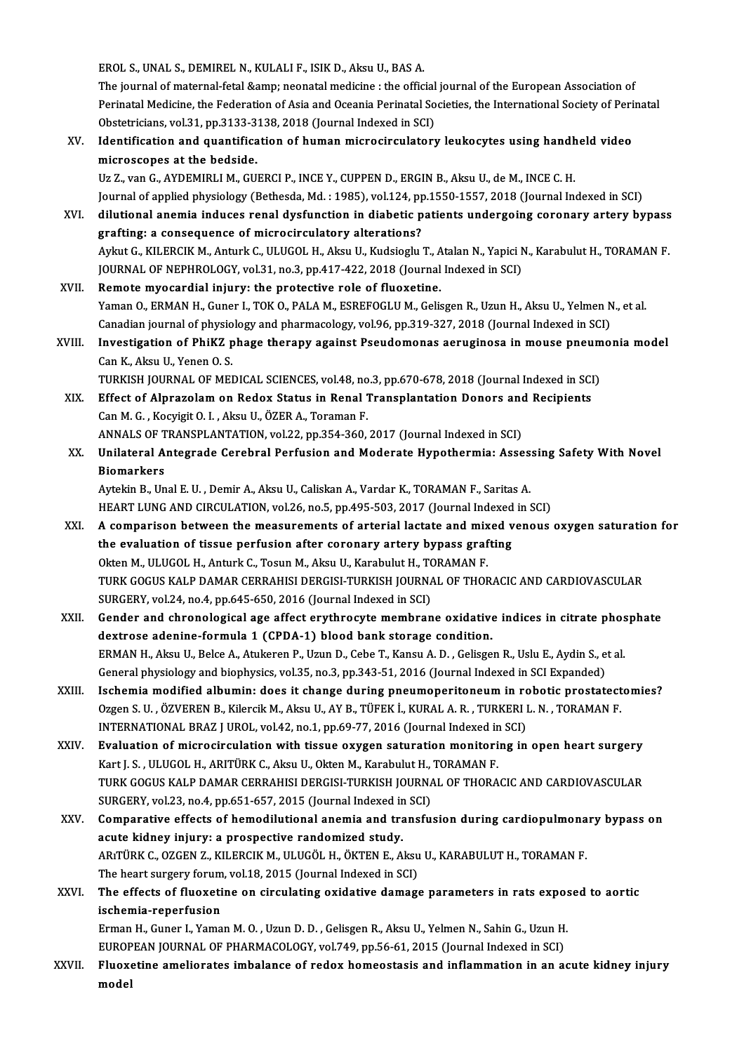EROL S., UNAL S., DEMIREL N., KULALI F., ISIK D., Aksu U., BAS A.
The journal of maternal-fetal &amp; neonatal medicine : the official journal of the European Association of Perinatal Medicine, the Federation of Asia and Oceania Perinatal Societies, the International Society of Perinatal Obstetricians, vol.31, pp.3133-3138, 2018 (Journal Indexed in SCI)

XV. **Identification and quantification of human microcirculatory leukocytes using handheld video microscopes at the bedside.**
Uz Z., van G., AYDEMIRLI M., GUERCI P., INCE Y., CUPPEN D., ERGIN B., Aksu U., de M., INCE C. H.
Journal of applied physiology (Bethesda, Md. : 1985), vol.124, pp.1550-1557, 2018 (Journal Indexed in SCI)

XVI. **dilutional anemia induces renal dysfunction in diabetic patients undergoing coronary artery bypass grafting: a consequence of microcirculatory alterations?**
Aykut G., KILERCIK M., Anturk C., ULUGOL H., Aksu U., Kudsioglu T., Atalan N., Yapici N., Karabulut H., TORAMAN F.
JOURNAL OF NEPHROLOGY, vol.31, no.3, pp.417-422, 2018 (Journal Indexed in SCI)

XVII. **Remote myocardial injury: the protective role of fluoxetine.**
Yaman O., ERMAN H., Guner I., TOK O., PALA M., ESREFOGLU M., Gelisgen R., Uzun H., Aksu U., Yelmen N., et al.
Canadian journal of physiology and pharmacology, vol.96, pp.319-327, 2018 (Journal Indexed in SCI)

XVIII. **Investigation of PhiKZ phage therapy against Pseudomonas aeruginosa in mouse pneumonia model**
Can K., Aksu U., Yenen O. S.
TURKISH JOURNAL OF MEDICAL SCIENCES, vol.48, no.3, pp.670-678, 2018 (Journal Indexed in SCI)

XIX. **Effect of Alprazolam on Redox Status in Renal Transplantation Donors and Recipients**
Can M. G. , Kocyigit O. I. , Aksu U., ÖZER A., Toraman F.
ANNALS OF TRANSPLANTATION, vol.22, pp.354-360, 2017 (Journal Indexed in SCI)

XX. **Unilateral Antegrade Cerebral Perfusion and Moderate Hypothermia: Assessing Safety With Novel Biomarkers**
Aytekin B., Unal E. U. , Demir A., Aksu U., Caliskan A., Vardar K., TORAMAN F., Saritas A.
HEART LUNG AND CIRCULATION, vol.26, no.5, pp.495-503, 2017 (Journal Indexed in SCI)

XXI. **A comparison between the measurements of arterial lactate and mixed venous oxygen saturation for the evaluation of tissue perfusion after coronary artery bypass grafting**
Okten M., ULUGOL H., Anturk C., Tosun M., Aksu U., Karabulut H., TORAMAN F.
TURK GOGUS KALP DAMAR CERRAHISI DERGISI-TURKISH JOURNAL OF THORACIC AND CARDIOVASCULAR SURGERY, vol.24, no.4, pp.645-650, 2016 (Journal Indexed in SCI)

XXII. **Gender and chronological age affect erythrocyte membrane oxidative indices in citrate phosphate dextrose adenine-formula 1 (CPDA-1) blood bank storage condition.**
ERMAN H., Aksu U., Belce A., Atukeren P., Uzun D., Cebe T., Kansu A. D. , Gelisgen R., Uslu E., Aydin S., et al.
General physiology and biophysics, vol.35, no.3, pp.343-51, 2016 (Journal Indexed in SCI Expanded)

XXIII. **Ischemia modified albumin: does it change during pneumoperitoneum in robotic prostatectomies?**
Ozgen S. U. , ÖZVEREN B., Kilercik M., Aksu U., AY B., TÜFEK İ., KURAL A. R. , TURKERI L. N. , TORAMAN F.
INTERNATIONAL BRAZ J UROL, vol.42, no.1, pp.69-77, 2016 (Journal Indexed in SCI)

XXIV. **Evaluation of microcirculation with tissue oxygen saturation monitoring in open heart surgery**
Kart J. S. , ULUGOL H., ARITÜRK C., Aksu U., Okten M., Karabulut H., TORAMAN F.
TURK GOGUS KALP DAMAR CERRAHISI DERGISI-TURKISH JOURNAL OF THORACIC AND CARDIOVASCULAR SURGERY, vol.23, no.4, pp.651-657, 2015 (Journal Indexed in SCI)

XXV. **Comparative effects of hemodilutional anemia and transfusion during cardiopulmonary bypass on acute kidney injury: a prospective randomized study.**
ARıTÜRK C., OZGEN Z., KILERCIK M., ULUGÖL H., ÖKTEN E., Aksu U., KARABULUT H., TORAMAN F.
The heart surgery forum, vol.18, 2015 (Journal Indexed in SCI)

XXVI. **The effects of fluoxetine on circulating oxidative damage parameters in rats exposed to aortic ischemia-reperfusion**
Erman H., Guner I., Yaman M. O. , Uzun D. D. , Gelisgen R., Aksu U., Yelmen N., Sahin G., Uzun H.
EUROPEAN JOURNAL OF PHARMACOLOGY, vol.749, pp.56-61, 2015 (Journal Indexed in SCI)

XXVII. **Fluoxetine ameliorates imbalance of redox homeostasis and inflammation in an acute kidney injury model**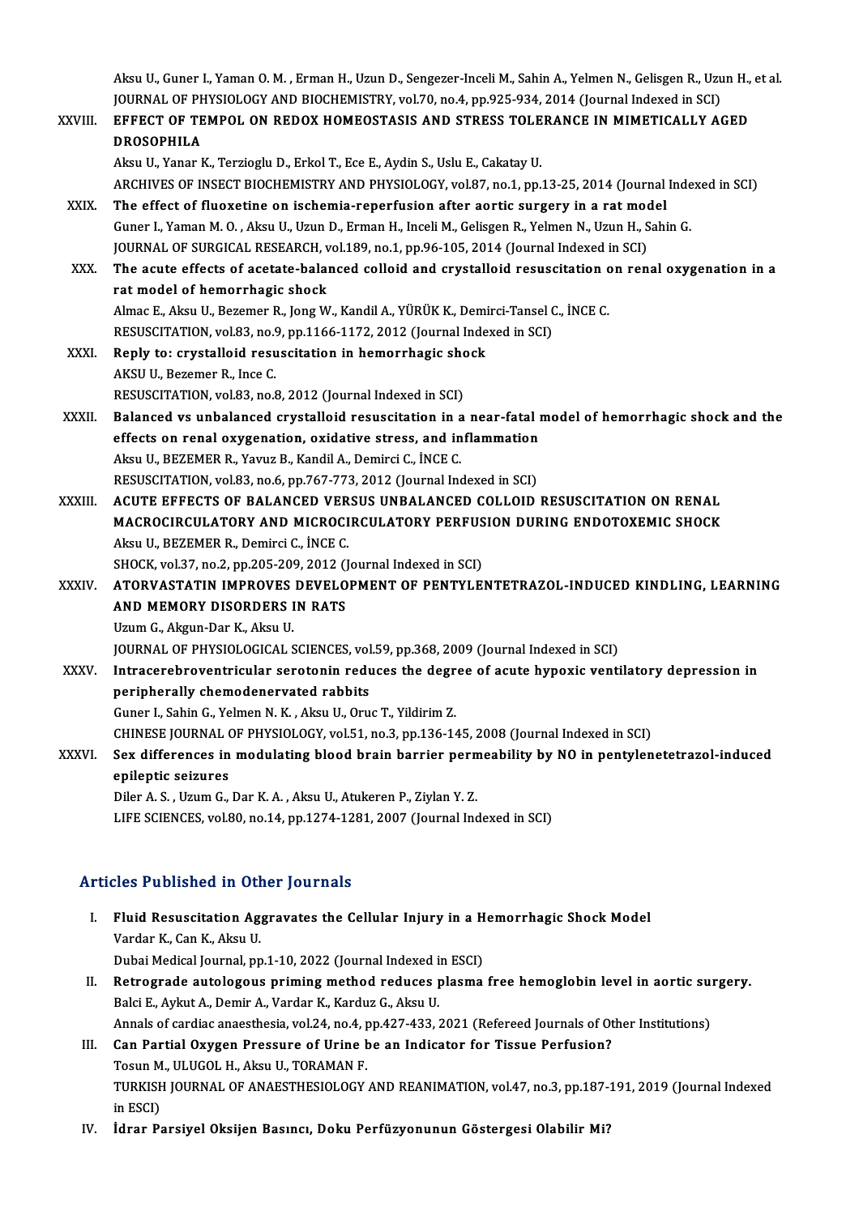Aksu U., Guner I., Yaman O. M. , Erman H., Uzun D., Sengezer-Inceli M., Sahin A., Yelmen N., Gelisgen R., Uzun H., et al.
JOURNAL OF PHYSIOLOGY AND BIOCHEMISTRY, vol.70, no.4, pp.925-934, 2014 (Journal Indexed in SCI)

XXVIII. **EFFECT OF TEMPOL ON REDOX HOMEOSTASIS AND STRESS TOLERANCE IN MIMETICALLY AGED DROSOPHILA**
Aksu U., Yanar K., Terzioglu D., Erkol T., Ece E., Aydin S., Uslu E., Cakatay U.
ARCHIVES OF INSECT BIOCHEMISTRY AND PHYSIOLOGY, vol.87, no.1, pp.13-25, 2014 (Journal Indexed in SCI)

XXIX. **The effect of fluoxetine on ischemia-reperfusion after aortic surgery in a rat model**
Guner I., Yaman M. O. , Aksu U., Uzun D., Erman H., Inceli M., Gelisgen R., Yelmen N., Uzun H., Sahin G.
JOURNAL OF SURGICAL RESEARCH, vol.189, no.1, pp.96-105, 2014 (Journal Indexed in SCI)

XXX. **The acute effects of acetate-balanced colloid and crystalloid resuscitation on renal oxygenation in a rat model of hemorrhagic shock**
Almac E., Aksu U., Bezemer R., Jong W., Kandil A., YÜRÜK K., Demirci-Tansel C., İNCE C.
RESUSCITATION, vol.83, no.9, pp.1166-1172, 2012 (Journal Indexed in SCI)

XXXI. **Reply to: crystalloid resuscitation in hemorrhagic shock**
AKSU U., Bezemer R., Ince C.
RESUSCITATION, vol.83, no.8, 2012 (Journal Indexed in SCI)

XXXII. **Balanced vs unbalanced crystalloid resuscitation in a near-fatal model of hemorrhagic shock and the effects on renal oxygenation, oxidative stress, and inflammation**
Aksu U., BEZEMER R., Yavuz B., Kandil A., Demirci C., İNCE C.
RESUSCITATION, vol.83, no.6, pp.767-773, 2012 (Journal Indexed in SCI)

XXXIII. **ACUTE EFFECTS OF BALANCED VERSUS UNBALANCED COLLOID RESUSCITATION ON RENAL MACROCIRCULATORY AND MICROCIRCULATORY PERFUSION DURING ENDOTOXEMIC SHOCK**
Aksu U., BEZEMER R., Demirci C., İNCE C.
SHOCK, vol.37, no.2, pp.205-209, 2012 (Journal Indexed in SCI)

XXXIV. **ATORVASTATIN IMPROVES DEVELOPMENT OF PENTYLENTETRAZOL-INDUCED KINDLING, LEARNING AND MEMORY DISORDERS IN RATS**
Uzum G., Akgun-Dar K., Aksu U.
JOURNAL OF PHYSIOLOGICAL SCIENCES, vol.59, pp.368, 2009 (Journal Indexed in SCI)

XXXV. **Intracerebroventricular serotonin reduces the degree of acute hypoxic ventilatory depression in peripherally chemodenervated rabbits**
Guner I., Sahin G., Yelmen N. K. , Aksu U., Oruc T., Yildirim Z.
CHINESE JOURNAL OF PHYSIOLOGY, vol.51, no.3, pp.136-145, 2008 (Journal Indexed in SCI)

XXXVI. **Sex differences in modulating blood brain barrier permeability by NO in pentylenetetrazol-induced epileptic seizures**
Diler A. S. , Uzum G., Dar K. A. , Aksu U., Atukeren P., Ziylan Y. Z.
LIFE SCIENCES, vol.80, no.14, pp.1274-1281, 2007 (Journal Indexed in SCI)

## Articles Published in Other Journals

I. **Fluid Resuscitation Aggravates the Cellular Injury in a Hemorrhagic Shock Model**
Vardar K., Can K., Aksu U.
Dubai Medical Journal, pp.1-10, 2022 (Journal Indexed in ESCI)

II. **Retrograde autologous priming method reduces plasma free hemoglobin level in aortic surgery.**
Balci E., Aykut A., Demir A., Vardar K., Karduz G., Aksu U.
Annals of cardiac anaesthesia, vol.24, no.4, pp.427-433, 2021 (Refereed Journals of Other Institutions)

III. **Can Partial Oxygen Pressure of Urine be an Indicator for Tissue Perfusion?**
Tosun M., ULUGOL H., Aksu U., TORAMAN F.
TURKISH JOURNAL OF ANAESTHESIOLOGY AND REANIMATION, vol.47, no.3, pp.187-191, 2019 (Journal Indexed in ESCI)

IV. **İdrar Parsiyel Oksijen Basıncı, Doku Perfüzyonunun Göstergesi Olabilir Mi?**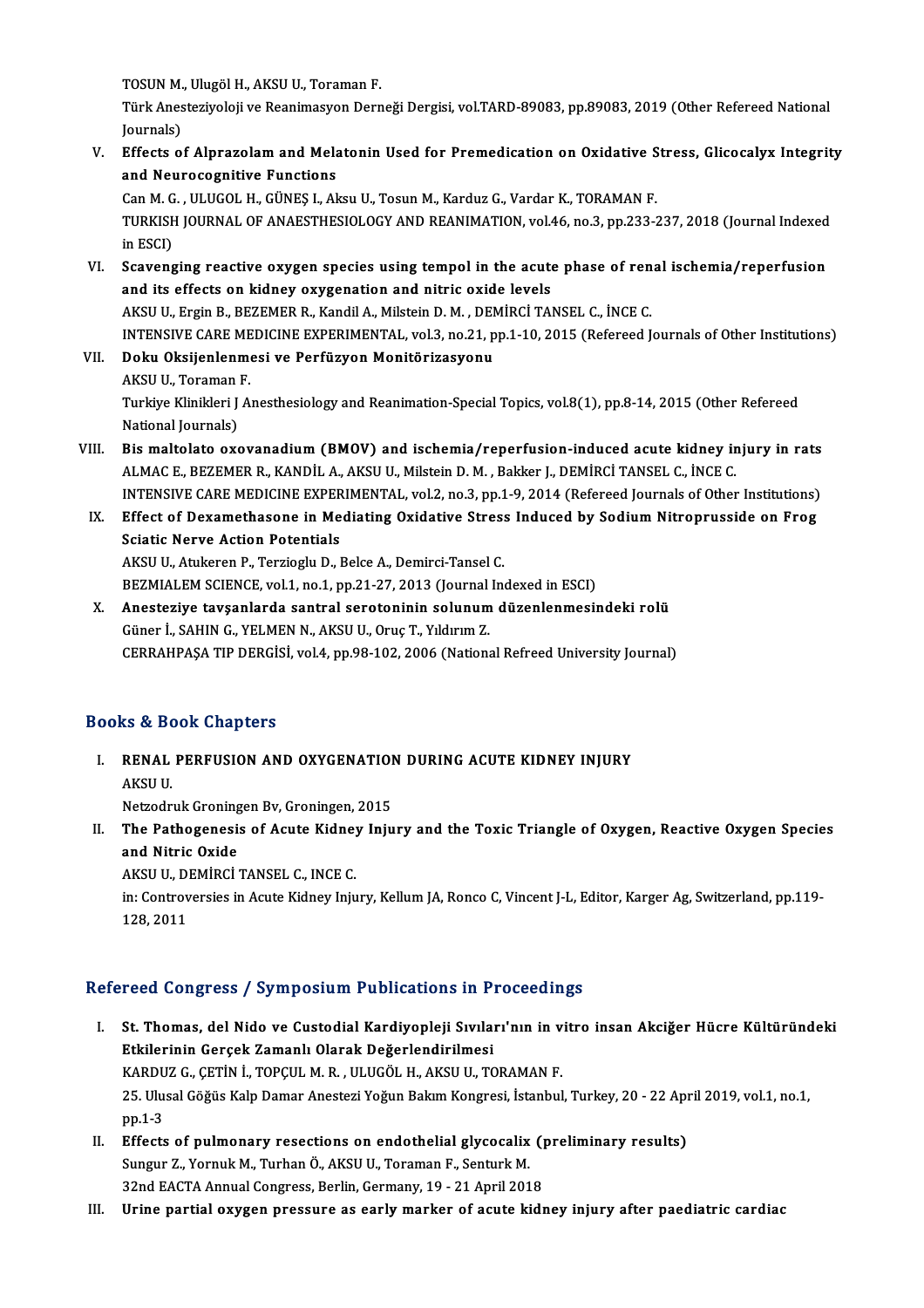TOSUN M., Ulugöl H., AKSU U., Toraman F.
Türk Anesteziyoloji ve Reanimasyon Derneği Dergisi, vol.TARD-89083, pp.89083, 2019 (Other Refereed National Journals)

V. **Effects of Alprazolam and Melatonin Used for Premedication on Oxidative Stress, Glicocalyx Integrity and Neurocognitive Functions**
Can M. G. , ULUGOL H., GÜNEŞ I., Aksu U., Tosun M., Karduz G., Vardar K., TORAMAN F.
TURKISH JOURNAL OF ANAESTHESIOLOGY AND REANIMATION, vol.46, no.3, pp.233-237, 2018 (Journal Indexed in ESCI)

VI. **Scavenging reactive oxygen species using tempol in the acute phase of renal ischemia/reperfusion and its effects on kidney oxygenation and nitric oxide levels**
AKSU U., Ergin B., BEZEMER R., Kandil A., Milstein D. M. , DEMİRCİ TANSEL C., İNCE C.
INTENSIVE CARE MEDICINE EXPERIMENTAL, vol.3, no.21, pp.1-10, 2015 (Refereed Journals of Other Institutions)

VII. **Doku Oksijenlenmesi ve Perfüzyon Monitörizasyonu**
AKSU U., Toraman F.
Turkiye Klinikleri J Anesthesiology and Reanimation-Special Topics, vol.8(1), pp.8-14, 2015 (Other Refereed National Journals)

VIII. **Bis maltolato oxovanadium (BMOV) and ischemia/reperfusion-induced acute kidney injury in rats**
ALMAC E., BEZEMER R., KANDİL A., AKSU U., Milstein D. M. , Bakker J., DEMİRCİ TANSEL C., İNCE C.
INTENSIVE CARE MEDICINE EXPERIMENTAL, vol.2, no.3, pp.1-9, 2014 (Refereed Journals of Other Institutions)

IX. **Effect of Dexamethasone in Mediating Oxidative Stress Induced by Sodium Nitroprusside on Frog Sciatic Nerve Action Potentials**
AKSU U., Atukeren P., Terzioglu D., Belce A., Demirci-Tansel C.
BEZMIALEM SCIENCE, vol.1, no.1, pp.21-27, 2013 (Journal Indexed in ESCI)

X. **Anesteziye tavşanlarda santral serotoninin solunum düzenlenmesindeki rolü**
Güner İ., SAHIN G., YELMEN N., AKSU U., Oruç T., Yıldırım Z.
CERRAHPAŞA TIP DERGİSİ, vol.4, pp.98-102, 2006 (National Refreed University Journal)

## Books & Book Chapters

I. **RENAL PERFUSION AND OXYGENATION DURING ACUTE KIDNEY INJURY**
AKSU U.
Netzodruk Groningen Bv, Groningen, 2015

II. **The Pathogenesis of Acute Kidney Injury and the Toxic Triangle of Oxygen, Reactive Oxygen Species and Nitric Oxide**
AKSU U., DEMİRCİ TANSEL C., INCE C.
in: Controversies in Acute Kidney Injury, Kellum JA, Ronco C, Vincent J-L, Editor, Karger Ag, Switzerland, pp.119-128, 2011

## Refereed Congress / Symposium Publications in Proceedings

I. **St. Thomas, del Nido ve Custodial Kardiyopleji Sıvıları'nın in vitro insan Akciğer Hücre Kültüründeki Etkilerinin Gerçek Zamanlı Olarak Değerlendirilmesi**
KARDUZ G., ÇETİN İ., TOPÇUL M. R. , ULUGÖL H., AKSU U., TORAMAN F.
25. Ulusal Göğüs Kalp Damar Anestezi Yoğun Bakım Kongresi, İstanbul, Turkey, 20 - 22 April 2019, vol.1, no.1, pp.1-3

II. **Effects of pulmonary resections on endothelial glycocalix (preliminary results)**
Sungur Z., Yornuk M., Turhan Ö., AKSU U., Toraman F., Senturk M.
32nd EACTA Annual Congress, Berlin, Germany, 19 - 21 April 2018

III. **Urine partial oxygen pressure as early marker of acute kidney injury after paediatric cardiac**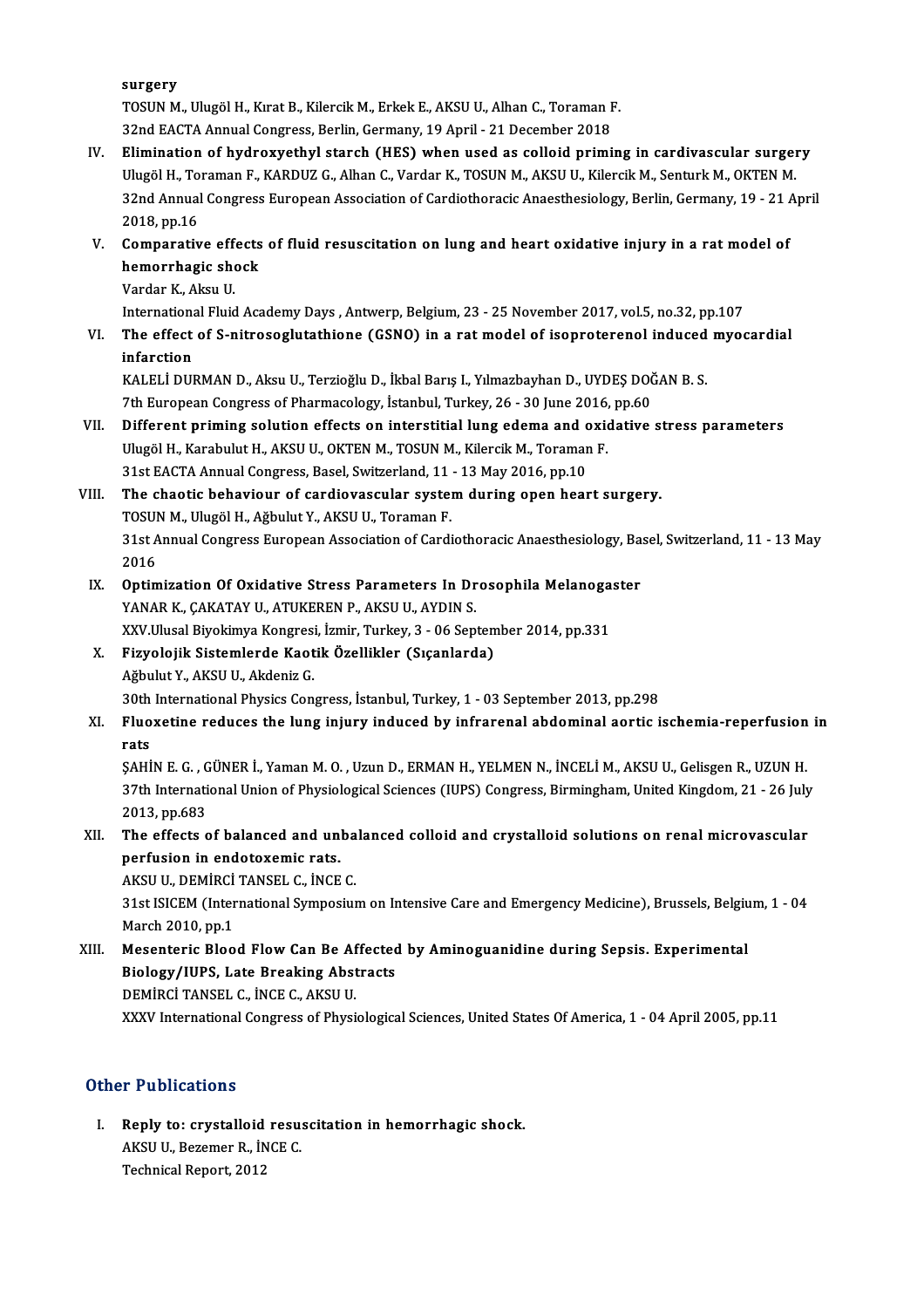surgery
TOSUN M., Ulugöl H., Kırat B., Kilercik M., Erkek E., AKSU U., Alhan C., Toraman F.
32nd EACTA Annual Congress, Berlin, Germany, 19 April - 21 December 2018

IV. **Elimination of hydroxyethyl starch (HES) when used as colloid priming in cardivascular surgery**
Ulugöl H., Toraman F., KARDUZ G., Alhan C., Vardar K., TOSUN M., AKSU U., Kilercik M., Senturk M., OKTEN M.
32nd Annual Congress European Association of Cardiothoracic Anaesthesiology, Berlin, Germany, 19 - 21 April 2018, pp.16

V. **Comparative effects of fluid resuscitation on lung and heart oxidative injury in a rat model of hemorrhagic shock**
Vardar K., Aksu U.
International Fluid Academy Days , Antwerp, Belgium, 23 - 25 November 2017, vol.5, no.32, pp.107

VI. **The effect of S-nitrosoglutathione (GSNO) in a rat model of isoproterenol induced myocardial infarction**
KALELİ DURMAN D., Aksu U., Terzioğlu D., İkbal Barış I., Yılmazbayhan D., UYDEŞ DOĞAN B. S.
7th European Congress of Pharmacology, İstanbul, Turkey, 26 - 30 June 2016, pp.60

VII. **Different priming solution effects on interstitial lung edema and oxidative stress parameters**
Ulugöl H., Karabulut H., AKSU U., OKTEN M., TOSUN M., Kilercik M., Toraman F.
31st EACTA Annual Congress, Basel, Switzerland, 11 - 13 May 2016, pp.10

VIII. **The chaotic behaviour of cardiovascular system during open heart surgery.**
TOSUN M., Ulugöl H., Ağbulut Y., AKSU U., Toraman F.
31st Annual Congress European Association of Cardiothoracic Anaesthesiology, Basel, Switzerland, 11 - 13 May 2016

IX. **Optimization Of Oxidative Stress Parameters In Drosophila Melanogaster**
YANAR K., ÇAKATAY U., ATUKEREN P., AKSU U., AYDIN S.
XXV.Ulusal Biyokimya Kongresi, İzmir, Turkey, 3 - 06 September 2014, pp.331

X. **Fizyolojik Sistemlerde Kaotik Özellikler (Sıçanlarda)**
Ağbulut Y., AKSU U., Akdeniz G.
30th International Physics Congress, İstanbul, Turkey, 1 - 03 September 2013, pp.298

XI. **Fluoxetine reduces the lung injury induced by infrarenal abdominal aortic ischemia-reperfusion in rats**
ŞAHİN E. G. , GÜNER İ., Yaman M. O. , Uzun D., ERMAN H., YELMEN N., İNCELİ M., AKSU U., Gelisgen R., UZUN H.
37th International Union of Physiological Sciences (IUPS) Congress, Birmingham, United Kingdom, 21 - 26 July 2013, pp.683

XII. **The effects of balanced and unbalanced colloid and crystalloid solutions on renal microvascular perfusion in endotoxemic rats.**
AKSU U., DEMİRCİ TANSEL C., İNCE C.
31st ISICEM (International Symposium on Intensive Care and Emergency Medicine), Brussels, Belgium, 1 - 04 March 2010, pp.1

XIII. **Mesenteric Blood Flow Can Be Affected by Aminoguanidine during Sepsis. Experimental Biology/IUPS, Late Breaking Abstracts**
DEMİRCİ TANSEL C., İNCE C., AKSU U.
XXXV International Congress of Physiological Sciences, United States Of America, 1 - 04 April 2005, pp.11

## Other Publications

I. **Reply to: crystalloid resuscitation in hemorrhagic shock.**
AKSU U., Bezemer R., İNCE C.
Technical Report, 2012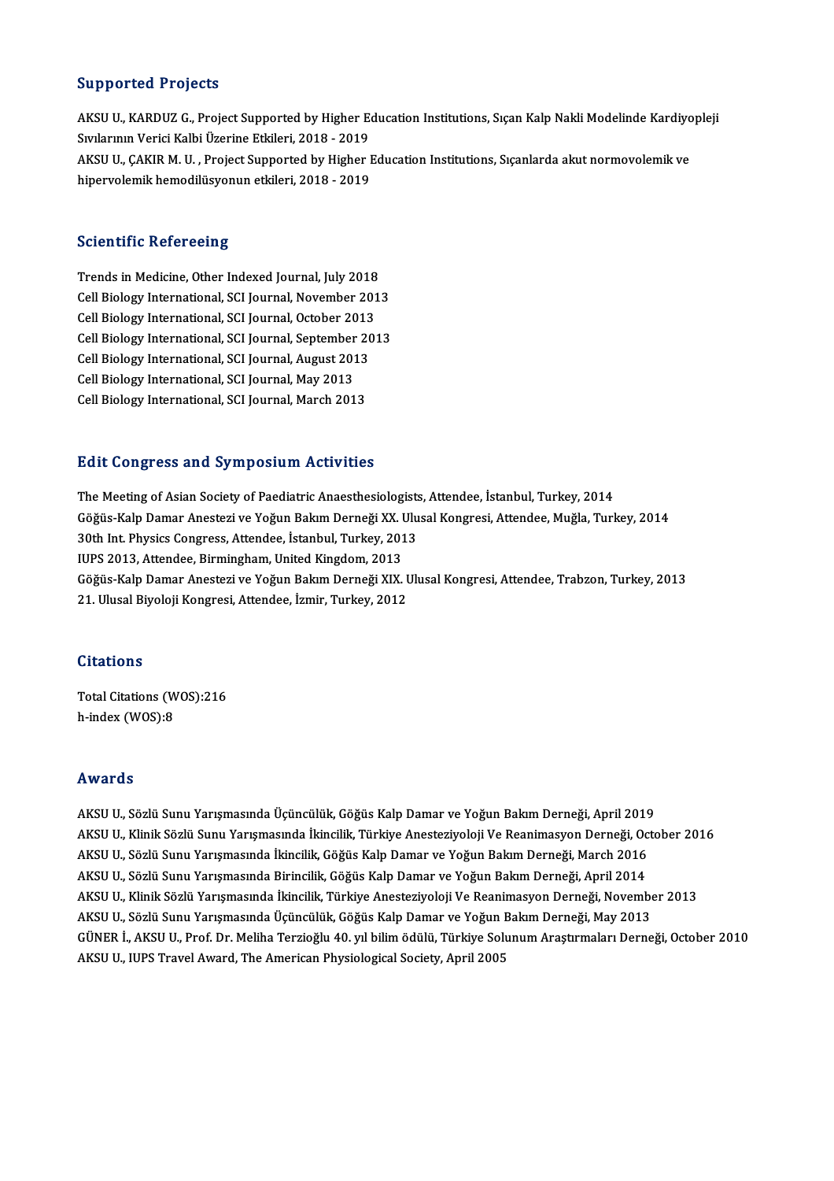## Supported Projects

AKSU U., KARDUZ G., Project Supported by Higher Education Institutions, Sıçan Kalp Nakli Modelinde Kardiyopleji Sıvılarının Verici Kalbi Üzerine Etkileri, 2018 - 2019

AKSU U., ÇAKIR M. U. , Project Supported by Higher Education Institutions, Sıçanlarda akut normovolemik ve hipervolemik hemodilüsyonun etkileri, 2018 - 2019

## Scientific Refereeing

Trends in Medicine, Other Indexed Journal, July 2018
Cell Biology International, SCI Journal, November 2013
Cell Biology International, SCI Journal, October 2013
Cell Biology International, SCI Journal, September 2013
Cell Biology International, SCI Journal, August 2013
Cell Biology International, SCI Journal, May 2013
Cell Biology International, SCI Journal, March 2013

## Edit Congress and Symposium Activities

The Meeting of Asian Society of Paediatric Anaesthesiologists, Attendee, İstanbul, Turkey, 2014
Göğüs-Kalp Damar Anestezi ve Yoğun Bakım Derneği XX. Ulusal Kongresi, Attendee, Muğla, Turkey, 2014
30th Int. Physics Congress, Attendee, İstanbul, Turkey, 2013
IUPS 2013, Attendee, Birmingham, United Kingdom, 2013
Göğüs-Kalp Damar Anestezi ve Yoğun Bakım Derneği XIX. Ulusal Kongresi, Attendee, Trabzon, Turkey, 2013
21. Ulusal Biyoloji Kongresi, Attendee, İzmir, Turkey, 2012

## Citations

Total Citations (WOS):216
h-index (WOS):8

## Awards

AKSU U., Sözlü Sunu Yarışmasında Üçüncülük, Göğüs Kalp Damar ve Yoğun Bakım Derneği, April 2019
AKSU U., Klinik Sözlü Sunu Yarışmasında İkincilik, Türkiye Anesteziyoloji Ve Reanimasyon Derneği, October 2016
AKSU U., Sözlü Sunu Yarışmasında İkincilik, Göğüs Kalp Damar ve Yoğun Bakım Derneği, March 2016
AKSU U., Sözlü Sunu Yarışmasında Birincilik, Göğüs Kalp Damar ve Yoğun Bakım Derneği, April 2014
AKSU U., Klinik Sözlü Yarışmasında İkincilik, Türkiye Anesteziyoloji Ve Reanimasyon Derneği, November 2013
AKSU U., Sözlü Sunu Yarışmasında Üçüncülük, Göğüs Kalp Damar ve Yoğun Bakım Derneği, May 2013
GÜNER İ., AKSU U., Prof. Dr. Meliha Terzioğlu 40. yıl bilim ödülü, Türkiye Solunum Araştırmaları Derneği, October 2010
AKSU U., IUPS Travel Award, The American Physiological Society, April 2005